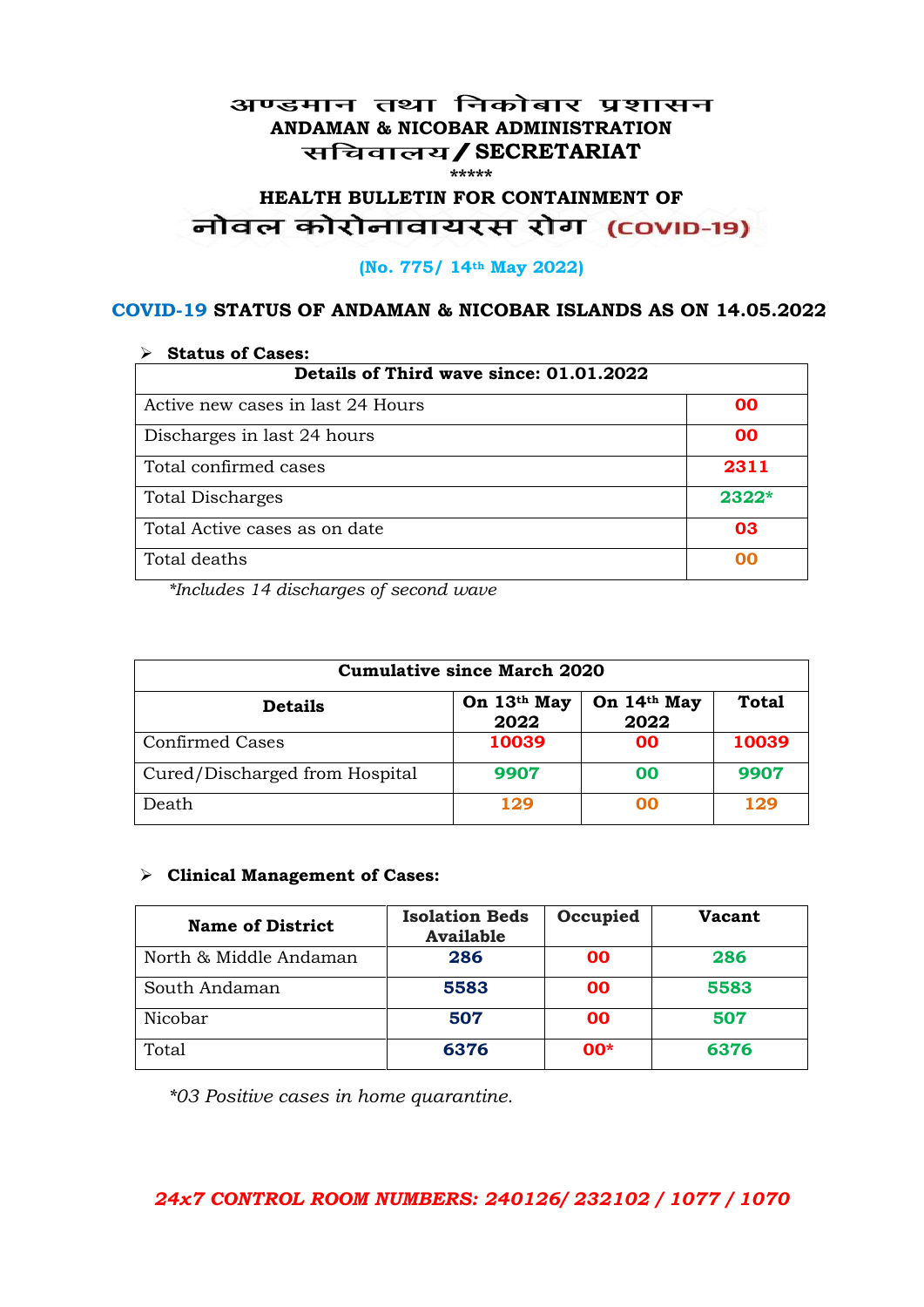# अण्डमान तथा निकोबार प्रशासन
## ANDAMAN & NICOBAR ADMINISTRATION
## सचिवालय / SECRETARIAT

*****

## HEALTH BULLETIN FOR CONTAINMENT OF
## नोवल कोरोनावायरस रोग (COVID-19)

**(No. 775/ 14th May 2022)**

### COVID-19 STATUS OF ANDAMAN & NICOBAR ISLANDS AS ON 14.05.2022

- **Status of Cases:**

| Details of Third wave since: 01.01.2022 | |
|---|---|
| Active new cases in last 24 Hours | 00 |
| Discharges in last 24 hours | 00 |
| Total confirmed cases | 2311 |
| Total Discharges | 2322* |
| Total Active cases as on date | 03 |
| Total deaths | 00 |

*Includes 14 discharges of second wave*

| Cumulative since March 2020 | | | |
|---|---|---|---|
| **Details** | **On 13th May 2022** | **On 14th May 2022** | **Total** |
| Confirmed Cases | 10039 | 00 | 10039 |
| Cured/Discharged from Hospital | 9907 | 00 | 9907 |
| Death | 129 | 00 | 129 |

- **Clinical Management of Cases:**

| Name of District | Isolation Beds Available | Occupied | Vacant |
|---|---|---|---|
| North & Middle Andaman | 286 | 00 | 286 |
| South Andaman | 5583 | 00 | 5583 |
| Nicobar | 507 | 00 | 507 |
| Total | 6376 | 00* | 6376 |

*\*03 Positive cases in home quarantine.*

***24x7 CONTROL ROOM NUMBERS: 240126/ 232102 / 1077 / 1070***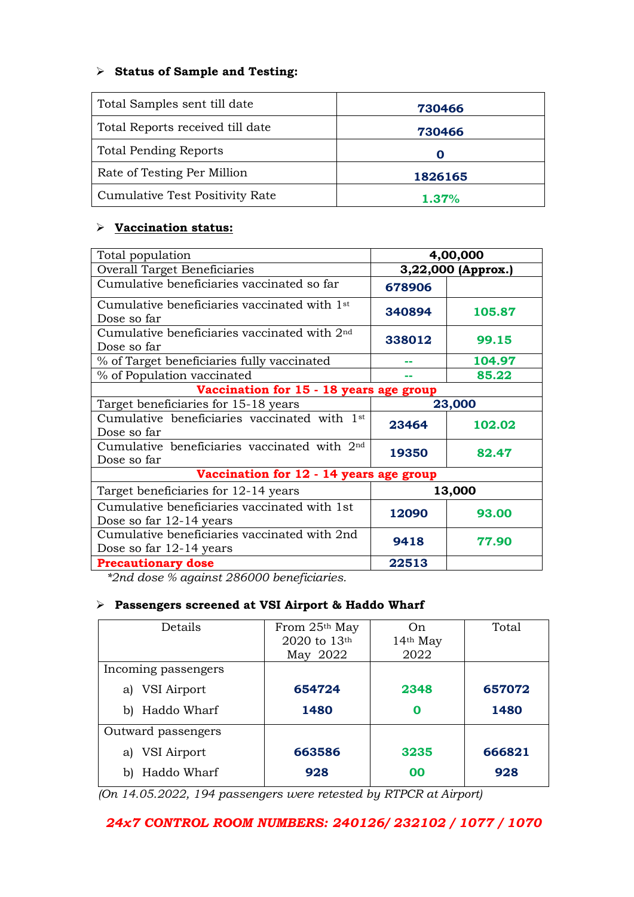- **Status of Sample and Testing:**

| | |
|---|---|
| Total Samples sent till date | **730466** |
| Total Reports received till date | **730466** |
| Total Pending Reports | **0** |
| Rate of Testing Per Million | **1826165** |
| Cumulative Test Positivity Rate | **1.37%** |

- **Vaccination status:**

| | | |
|---|---|---|
| Total population | **4,00,000** | |
| Overall Target Beneficiaries | **3,22,000 (Approx.)** | |
| Cumulative beneficiaries vaccinated so far | **678906** | |
| Cumulative beneficiaries vaccinated with 1st Dose so far | **340894** | **105.87** |
| Cumulative beneficiaries vaccinated with 2nd Dose so far | **338012** | **99.15** |
| % of Target beneficiaries fully vaccinated | **--** | **104.97** |
| % of Population vaccinated | **--** | **85.22** |
| **Vaccination for 15 - 18 years age group** | | |
| Target beneficiaries for 15-18 years | **23,000** | |
| Cumulative beneficiaries vaccinated with 1st Dose so far | **23464** | **102.02** |
| Cumulative beneficiaries vaccinated with 2nd Dose so far | **19350** | **82.47** |
| **Vaccination for 12 - 14 years age group** | | |
| Target beneficiaries for 12-14 years | **13,000** | |
| Cumulative beneficiaries vaccinated with 1st Dose so far 12-14 years | **12090** | **93.00** |
| Cumulative beneficiaries vaccinated with 2nd Dose so far 12-14 years | **9418** | **77.90** |
| **Precautionary dose** | **22513** | |

*\*2nd dose % against 286000 beneficiaries.*

- **Passengers screened at VSI Airport & Haddo Wharf**

| Details | From 25th May 2020 to 13th May 2022 | On 14th May 2022 | Total |
|---|---|---|---|
| Incoming passengers | | | |
| a) VSI Airport | **654724** | **2348** | **657072** |
| b) Haddo Wharf | **1480** | **0** | **1480** |
| Outward passengers | | | |
| a) VSI Airport | **663586** | **3235** | **666821** |
| b) Haddo Wharf | **928** | **00** | **928** |

*(On 14.05.2022, 194 passengers were retested by RTPCR at Airport)*

***24x7 CONTROL ROOM NUMBERS: 240126/ 232102 / 1077 / 1070***